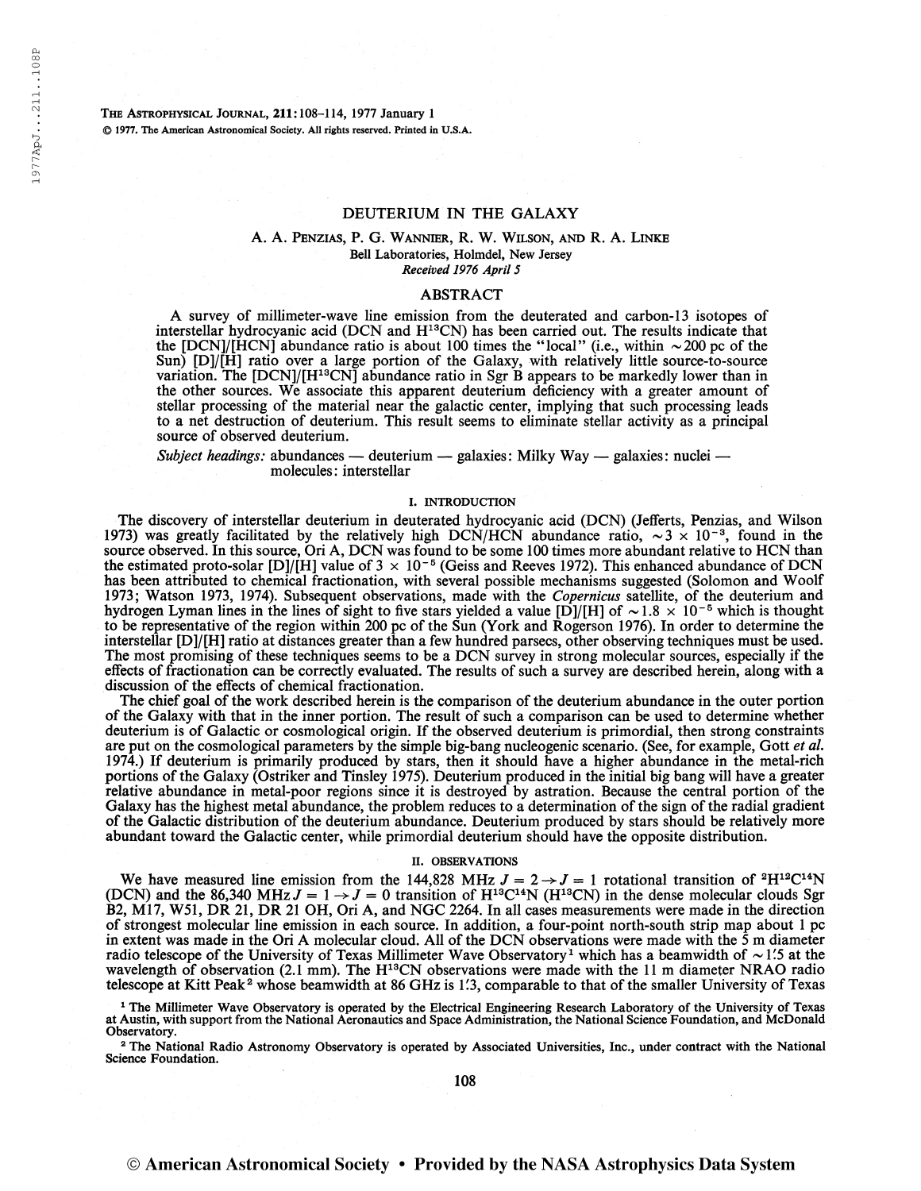# DEUTERIUM IN THE GALAXY

A. A. Penzias, P. G. Wannier, R. W. Wilson, and R. A. Linke

Bell Laboratories, Holmdel, New Jersey

*Received 1976 April 5*

## ABSTRACT

A survey of millimeter-wave line emission from the deuterated and carbon-13 isotopes of interstellar hydrocyanic acid (DCN and $H^{13}CN$) has been carried out. The results indicate that the [DCN]/[HCN] abundance ratio is about 100 times the "local" (i.e., within ~200 pc of the Sun) [D]/[H] ratio over a large portion of the Galaxy, with relatively little source-to-source variation. The [DCN]/[$H^{13}CN$] abundance ratio in Sgr B appears to be markedly lower than in the other sources. We associate this apparent deuterium deficiency with a greater amount of stellar processing of the material near the galactic center, implying that such processing leads to a net destruction of deuterium. This result seems to eliminate stellar activity as a principal source of observed deuterium.

*Subject headings:* abundances — deuterium — galaxies: Milky Way — galaxies: nuclei — molecules: interstellar

## I. INTRODUCTION

The discovery of interstellar deuterium in deuterated hydrocyanic acid (DCN) (Jefferts, Penzias, and Wilson 1973) was greatly facilitated by the relatively high DCN/HCN abundance ratio, $\sim 3 \times 10^{-3}$, found in the source observed. In this source, Ori A, DCN was found to be some 100 times more abundant relative to HCN than the estimated proto-solar [D]/[H] value of $3 \times 10^{-5}$ (Geiss and Reeves 1972). This enhanced abundance of DCN has been attributed to chemical fractionation, with several possible mechanisms suggested (Solomon and Woolf 1973; Watson 1973, 1974). Subsequent observations, made with the *Copernicus* satellite, of the deuterium and hydrogen Lyman lines in the lines of sight to five stars yielded a value [D]/[H] of $\sim 1.8 \times 10^{-5}$ which is thought to be representative of the region within 200 pc of the Sun (York and Rogerson 1976). In order to determine the interstellar [D]/[H] ratio at distances greater than a few hundred parsecs, other observing techniques must be used. The most promising of these techniques seems to be a DCN survey in strong molecular sources, especially if the effects of fractionation can be correctly evaluated. The results of such a survey are described herein, along with a discussion of the effects of chemical fractionation.

The chief goal of the work described herein is the comparison of the deuterium abundance in the outer portion of the Galaxy with that in the inner portion. The result of such a comparison can be used to determine whether deuterium is of Galactic or cosmological origin. If the observed deuterium is primordial, then strong constraints are put on the cosmological parameters by the simple big-bang nucleogenic scenario. (See, for example, Gott *et al.* 1974.) If deuterium is primarily produced by stars, then it should have a higher abundance in the metal-rich portions of the Galaxy (Ostriker and Tinsley 1975). Deuterium produced in the initial big bang will have a greater relative abundance in metal-poor regions since it is destroyed by astration. Because the central portion of the Galaxy has the highest metal abundance, the problem reduces to a determination of the sign of the radial gradient of the Galactic distribution of the deuterium abundance. Deuterium produced by stars should be relatively more abundant toward the Galactic center, while primordial deuterium should have the opposite distribution.

## II. OBSERVATIONS

We have measured line emission from the 144,828 MHz $J = 2 \rightarrow J = 1$ rotational transition of $^2H^{12}C^{14}N$ (DCN) and the 86,340 MHz $J = 1 \rightarrow J = 0$ transition of $H^{13}C^{14}N$ ($H^{13}CN$) in the dense molecular clouds Sgr B2, M17, W51, DR 21, DR 21 OH, Ori A, and NGC 2264. In all cases measurements were made in the direction of strongest molecular line emission in each source. In addition, a four-point north-south strip map about 1 pc in extent was made in the Ori A molecular cloud. All of the DCN observations were made with the 5 m diameter radio telescope of the University of Texas Millimeter Wave Observatory[1] which has a beamwidth of ~1'.5 at the wavelength of observation (2.1 mm). The $H^{13}CN$ observations were made with the 11 m diameter NRAO radio telescope at Kitt Peak[2] whose beamwidth at 86 GHz is 1'.3, comparable to that of the smaller University of Texas

[1] The Millimeter Wave Observatory is operated by the Electrical Engineering Research Laboratory of the University of Texas at Austin, with support from the National Aeronautics and Space Administration, the National Science Foundation, and McDonald Observatory.

[2] The National Radio Astronomy Observatory is operated by Associated Universities, Inc., under contract with the National Science Foundation.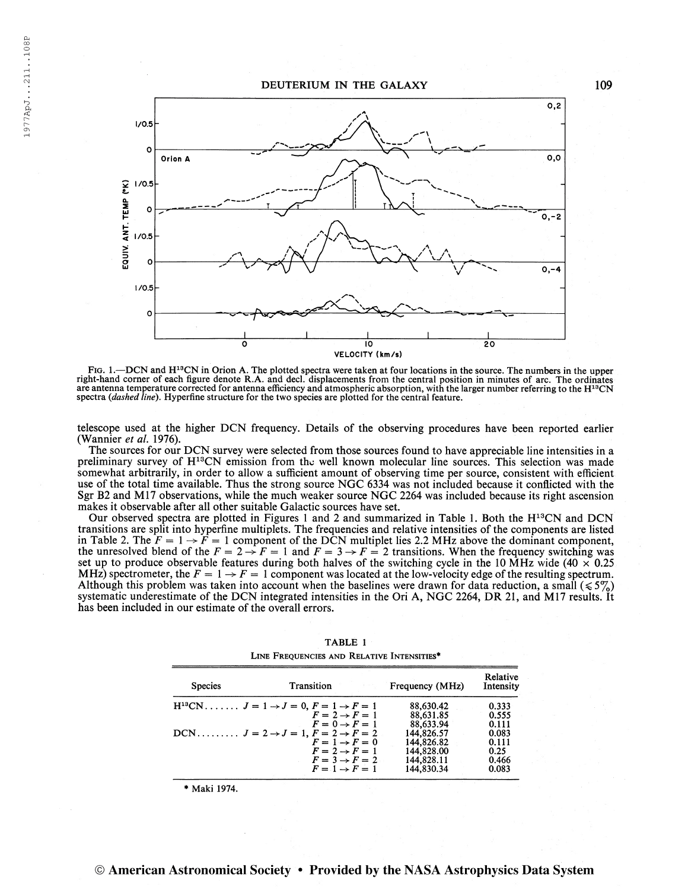FIG. 1.—DCN and $H^{13}CN$ in Orion A. The plotted spectra were taken at four locations in the source. The numbers in the upper right-hand corner of each figure denote R.A. and decl. displacements from the central position in minutes of arc. The ordinates are antenna temperature corrected for antenna efficiency and atmospheric absorption, with the larger number referring to the $H^{13}CN$ spectra (*dashed line*). Hyperfine structure for the two species are plotted for the central feature.

telescope used at the higher DCN frequency. Details of the observing procedures have been reported earlier (Wannier *et al.* 1976).

The sources for our DCN survey were selected from those sources found to have appreciable line intensities in a preliminary survey of $H^{13}CN$ emission from the well known molecular line sources. This selection was made somewhat arbitrarily, in order to allow a sufficient amount of observing time per source, consistent with efficient use of the total time available. Thus the strong source NGC 6334 was not included because it conflicted with the Sgr B2 and M17 observations, while the much weaker source NGC 2264 was included because its right ascension makes it observable after all other suitable Galactic sources have set.

Our observed spectra are plotted in Figures 1 and 2 and summarized in Table 1. Both the $H^{13}CN$ and DCN transitions are split into hyperfine multiplets. The frequencies and relative intensities of the components are listed in Table 2. The $F = 1 \rightarrow F = 1$ component of the DCN multiplet lies 2.2 MHz above the dominant component, the unresolved blend of the $F = 2 \rightarrow F = 1$ and $F = 3 \rightarrow F = 2$ transitions. When the frequency switching was set up to produce observable features during both halves of the switching cycle in the 10 MHz wide ($40 \times 0.25$ MHz) spectrometer, the $F = 1 \rightarrow F = 1$ component was located at the low-velocity edge of the resulting spectrum. Although this problem was taken into account when the baselines were drawn for data reduction, a small ($\lesssim 5\%$) systematic underestimate of the DCN integrated intensities in the Ori A, NGC 2264, DR 21, and M17 results. It has been included in our estimate of the overall errors.

TABLE 1

LINE FREQUENCIES AND RELATIVE INTENSITIES*

| Species | Transition | Frequency (MHz) | Relative Intensity |
|---|---|---|---|
| $H^{13}CN$....... | $J = 1 \rightarrow J = 0$, $F = 1 \rightarrow F = 1$ | 88,630.42 | 0.333 |
| | $F = 2 \rightarrow F = 1$ | 88,631.85 | 0.555 |
| | $F = 0 \rightarrow F = 1$ | 88,633.94 | 0.111 |
| DCN......... | $J = 2 \rightarrow J = 1$, $F = 2 \rightarrow F = 2$ | 144,826.57 | 0.083 |
| | $F = 1 \rightarrow F = 0$ | 144,826.82 | 0.111 |
| | $F = 2 \rightarrow F = 1$ | 144,828.00 | 0.25 |
| | $F = 3 \rightarrow F = 2$ | 144,828.11 | 0.466 |
| | $F = 1 \rightarrow F = 1$ | 144,830.34 | 0.083 |

\* Maki 1974.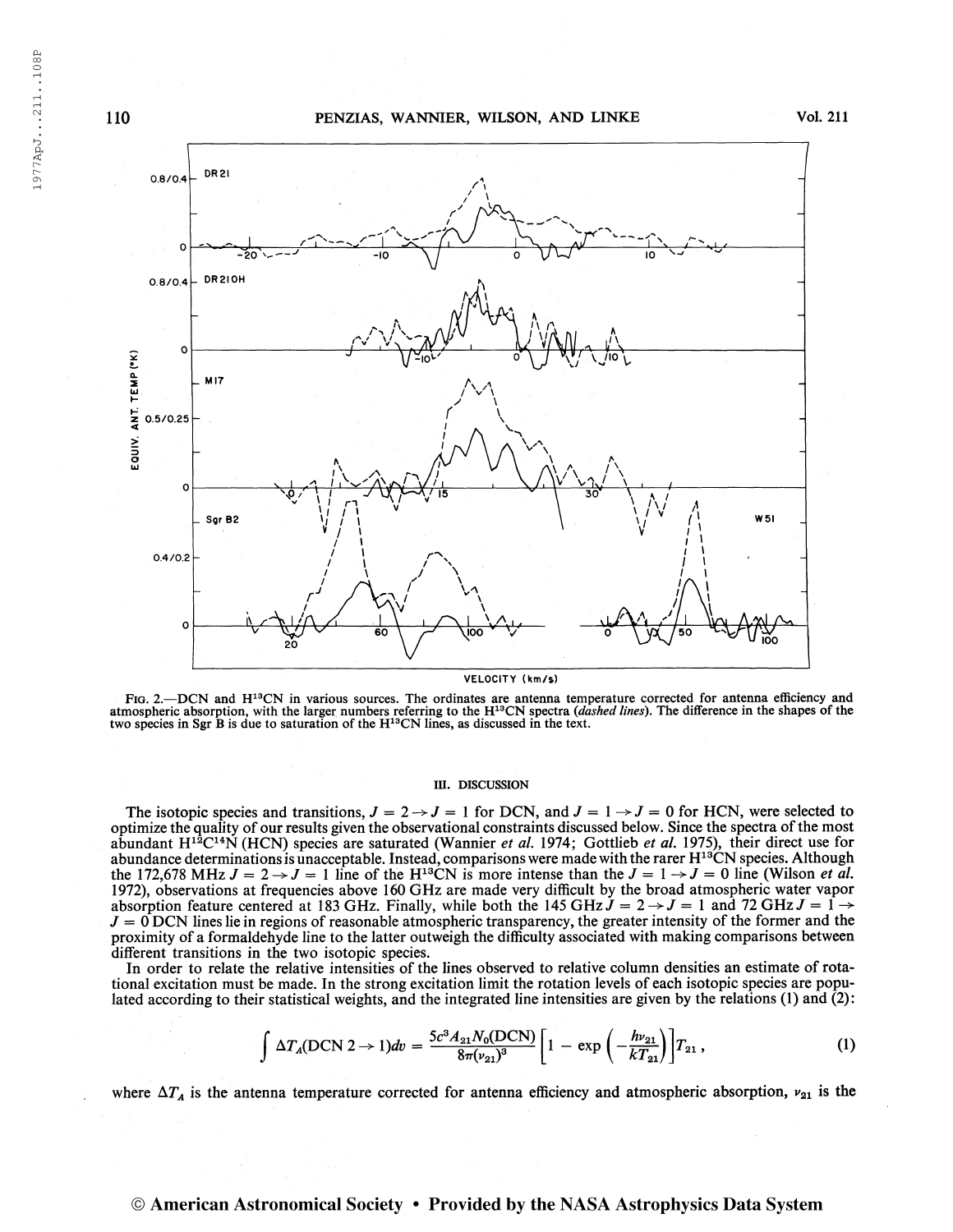FIG. 2.—DCN and $H^{13}CN$ in various sources. The ordinates are antenna temperature corrected for antenna efficiency and atmospheric absorption, with the larger numbers referring to the $H^{13}CN$ spectra (*dashed lines*). The difference in the shapes of the two species in Sgr B is due to saturation of the $H^{13}CN$ lines, as discussed in the text.

## III. DISCUSSION

The isotopic species and transitions, $J = 2 \rightarrow J = 1$ for DCN, and $J = 1 \rightarrow J = 0$ for HCN, were selected to optimize the quality of our results given the observational constraints discussed below. Since the spectra of the most abundant $H^{12}C^{14}N$ (HCN) species are saturated (Wannier *et al.* 1974; Gottlieb *et al.* 1975), their direct use for abundance determinations is unacceptable. Instead, comparisons were made with the rarer $H^{13}CN$ species. Although the 172,678 MHz $J = 2 \rightarrow J = 1$ line of the $H^{13}CN$ is more intense than the $J = 1 \rightarrow J = 0$ line (Wilson *et al.* 1972), observations at frequencies above 160 GHz are made very difficult by the broad atmospheric water vapor absorption feature centered at 183 GHz. Finally, while both the 145 GHz $J = 2 \rightarrow J = 1$ and 72 GHz $J = 1 \rightarrow J = 0$ DCN lines lie in regions of reasonable atmospheric transparency, the greater intensity of the former and the proximity of a formaldehyde line to the latter outweigh the difficulty associated with making comparisons between different transitions in the two isotopic species.

In order to relate the relative intensities of the lines observed to relative column densities an estimate of rotational excitation must be made. In the strong excitation limit the rotation levels of each isotopic species are populated according to their statistical weights, and the integrated line intensities are given by the relations (1) and (2):

$$\int \Delta T_A(\text{DCN } 2 \rightarrow 1)dv = \frac{5c^3 A_{21} N_0(\text{DCN})}{8\pi(\nu_{21})^3}\left[1 - \exp\left(-\frac{h\nu_{21}}{kT_{21}}\right)\right]T_{21}\,, \tag{1}$$

where $\Delta T_A$ is the antenna temperature corrected for antenna efficiency and atmospheric absorption, $\nu_{21}$ is the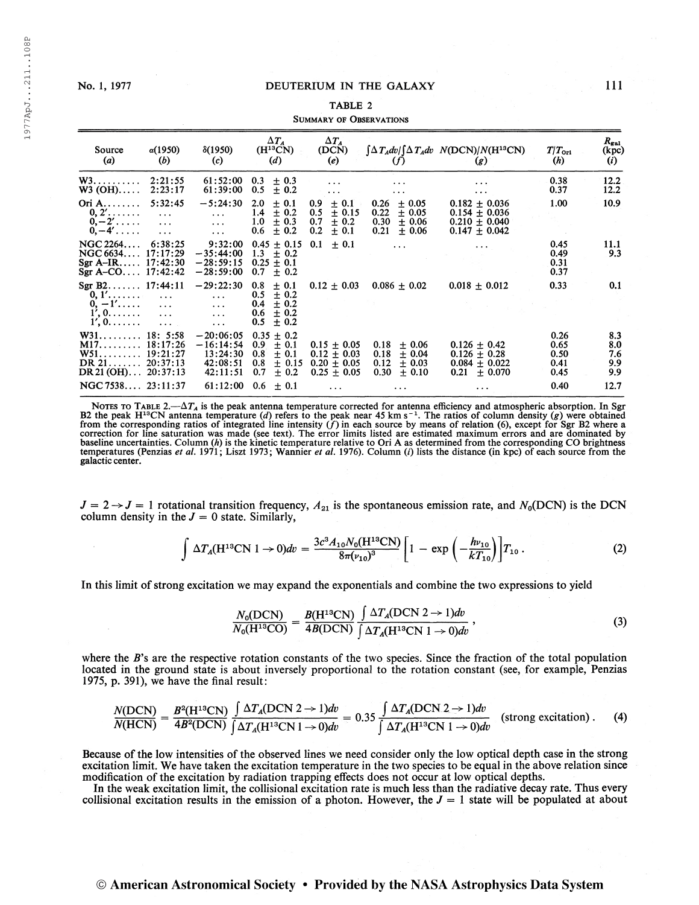TABLE 2

SUMMARY OF OBSERVATIONS

| Source (a) | α(1950) (b) | δ(1950) (c) | $\Delta T_A$ ($H^{13}CN$) (d) | $\Delta T_A$ (DCN) (e) | $\int \Delta T_A dv / \int \Delta T_A dv$ (f) | $N(DCN)/N(H^{13}CN)$ (g) | $T/T_{Ori}$ (h) | $R_{gal}$ (kpc) (i) |
|---|---|---|---|---|---|---|---|---|
| W3 | 2:21:55 | 61:52:00 | 0.3 ± 0.3 | ... | ... | ... | 0.38 | 12.2 |
| W3 (OH) | 2:23:17 | 61:39:00 | 0.5 ± 0.2 | ... | ... | ... | 0.37 | 12.2 |
| Ori A | 5:32:45 | −5:24:30 | 2.0 ± 0.1 | 0.9 ± 0.1 | 0.26 ± 0.05 | 0.182 ± 0.036 | 1.00 | 10.9 |
| 0, 2′ | ... | ... | 1.4 ± 0.2 | 0.5 ± 0.15 | 0.22 ± 0.05 | 0.154 ± 0.036 | | |
| 0, −2′ | ... | ... | 1.0 ± 0.3 | 0.7 ± 0.2 | 0.30 ± 0.06 | 0.210 ± 0.040 | | |
| 0, −4′ | ... | ... | 0.6 ± 0.2 | 0.2 ± 0.1 | 0.21 ± 0.06 | 0.147 ± 0.042 | | |
| NGC 2264 | 6:38:25 | 9:32:00 | 0.45 ± 0.15 | 0.1 ± 0.1 | ... | ... | 0.45 | 11.1 |
| NGC 6634 | 17:17:29 | −35:44:00 | 1.3 ± 0.2 | | | | 0.49 | 9.3 |
| Sgr A–IR | 17:42:30 | −28:59:15 | 0.25 ± 0.1 | | | | 0.31 | |
| Sgr A–CO | 17:42:42 | −28:59:00 | 0.7 ± 0.2 | | | | 0.37 | |
| Sgr B2 | 17:44:11 | −29:22:30 | 0.8 ± 0.1 | 0.12 ± 0.03 | 0.086 ± 0.02 | 0.018 ± 0.012 | 0.33 | 0.1 |
| 0, 1′ | ... | ... | 0.5 ± 0.2 | | | | | |
| 0, −1′ | ... | ... | 0.4 ± 0.2 | | | | | |
| 1′, 0 | ... | ... | 0.6 ± 0.2 | | | | | |
| 1′, 0 | ... | ... | 0.5 ± 0.2 | | | | | |
| W31 | 18: 5:58 | −20:06:05 | 0.35 ± 0.2 | | | | 0.26 | 8.3 |
| M17 | 18:17:26 | −16:14:54 | 0.9 ± 0.1 | 0.15 ± 0.05 | 0.18 ± 0.06 | 0.126 ± 0.42 | 0.65 | 8.0 |
| W51 | 19:21:27 | 13:24:30 | 0.8 ± 0.1 | 0.12 ± 0.03 | 0.18 ± 0.04 | 0.126 ± 0.28 | 0.50 | 7.6 |
| DR 21 | 20:37:13 | 42:08:51 | 0.8 ± 0.15 | 0.20 ± 0.05 | 0.12 ± 0.03 | 0.084 ± 0.022 | 0.41 | 9.9 |
| DR 21 (OH) | 20:37:13 | 42:11:51 | 0.7 ± 0.2 | 0.25 ± 0.05 | 0.30 ± 0.10 | 0.21 ± 0.070 | 0.45 | 9.9 |
| NGC 7538 | 23:11:37 | 61:12:00 | 0.6 ± 0.1 | ... | ... | ... | 0.40 | 12.7 |

NOTES TO TABLE 2.—$\Delta T_A$ is the peak antenna temperature corrected for antenna efficiency and atmospheric absorption. In Sgr B2 the peak $H^{13}CN$ antenna temperature (*d*) refers to the peak near 45 km s$^{-1}$. The ratios of column density (*g*) were obtained from the corresponding ratios of integrated line intensity (*f*) in each source by means of relation (6), except for Sgr B2 where a correction for line saturation was made (see text). The error limits listed are estimated maximum errors and are dominated by baseline uncertainties. Column (*h*) is the kinetic temperature relative to Ori A as determined from the corresponding CO brightness temperatures (Penzias *et al.* 1971; Liszt 1973; Wannier *et al.* 1976). Column (*i*) lists the distance (in kpc) of each source from the galactic center.

$J = 2 \rightarrow J = 1$ rotational transition frequency, $A_{21}$ is the spontaneous emission rate, and $N_0$(DCN) is the DCN column density in the $J = 0$ state. Similarly,

$$\int \Delta T_A(H^{13}CN\ 1 \rightarrow 0) dv = \frac{3c^3 A_{10} N_0(H^{13}CN)}{8\pi(\nu_{10})^3}\left[1 - \exp\left(-\frac{h\nu_{10}}{kT_{10}}\right)\right] T_{10} . \tag{2}$$

In this limit of strong excitation we may expand the exponentials and combine the two expressions to yield

$$\frac{N_0(DCN)}{N_0(H^{13}CO)} = \frac{B(H^{13}CN)}{4B(DCN)} \frac{\int \Delta T_A(DCN\ 2 \rightarrow 1) dv}{\int \Delta T_A(H^{13}CN\ 1 \rightarrow 0) dv} , \tag{3}$$

where the $B$'s are the respective rotation constants of the two species. Since the fraction of the total population located in the ground state is about inversely proportional to the rotation constant (see, for example, Penzias 1975, p. 391), we have the final result:

$$\frac{N(DCN)}{N(HCN)} = \frac{B^2(H^{13}CN)}{4B^2(DCN)} \frac{\int \Delta T_A(DCN\ 2 \rightarrow 1) dv}{\int \Delta T_A(H^{13}CN\ 1 \rightarrow 0) dv} = 0.35 \frac{\int \Delta T_A(DCN\ 2 \rightarrow 1) dv}{\int \Delta T_A(H^{13}CN\ 1 \rightarrow 0) dv} \quad \text{(strong excitation)} . \tag{4}$$

Because of the low intensities of the observed lines we need consider only the low optical depth case in the strong excitation limit. We have taken the excitation temperature in the two species to be equal in the above relation since modification of the excitation by radiation trapping effects does not occur at low optical depths.

In the weak excitation limit, the collisional excitation rate is much less than the radiative decay rate. Thus every collisional excitation results in the emission of a photon. However, the $J = 1$ state will be populated at about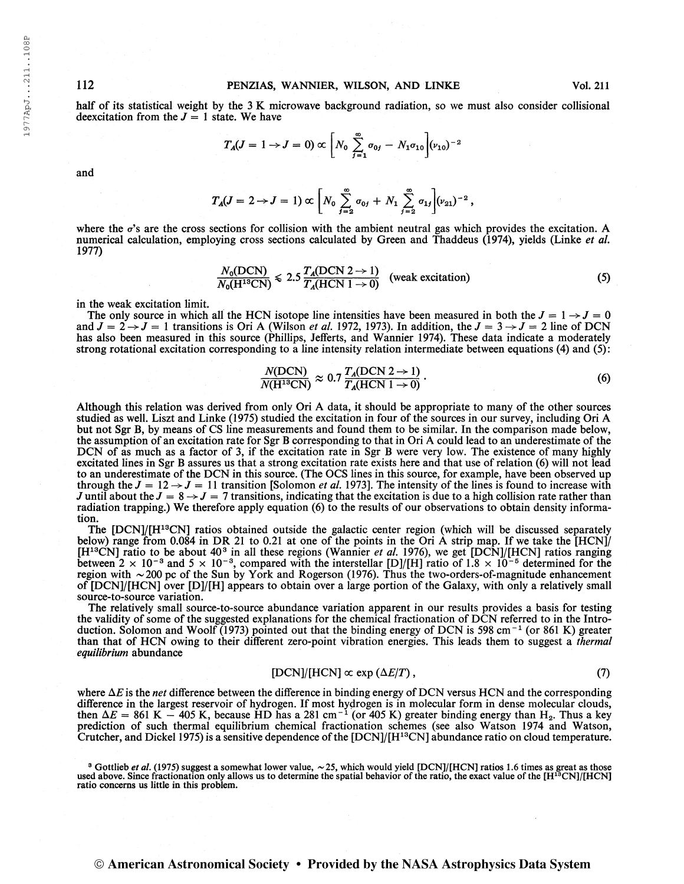half of its statistical weight by the 3 K microwave background radiation, so we must also consider collisional deexcitation from the $J = 1$ state. We have

$$T_A(J = 1 \rightarrow J = 0) \propto \left[N_0 \sum_{j=1}^{\infty} \sigma_{0j} - N_1 \sigma_{10}\right](\nu_{10})^{-2}$$

and

$$T_A(J = 2 \rightarrow J = 1) \propto \left[N_0 \sum_{j=2}^{\infty} \sigma_{0j} + N_1 \sum_{j=2}^{\infty} \sigma_{1j}\right](\nu_{21})^{-2},$$

where the $\sigma$'s are the cross sections for collision with the ambient neutral gas which provides the excitation. A numerical calculation, employing cross sections calculated by Green and Thaddeus (1974), yields (Linke *et al.* 1977)

$$\frac{N_0(\text{DCN})}{N_0(\text{H}^{13}\text{CN})} \leqslant 2.5 \frac{T_A(\text{DCN } 2 \rightarrow 1)}{T_A(\text{HCN } 1 \rightarrow 0)} \quad \text{(weak excitation)} \tag{5}$$

in the weak excitation limit.

The only source in which all the HCN isotope line intensities have been measured in both the $J = 1 \rightarrow J = 0$ and $J = 2 \rightarrow J = 1$ transitions is Ori A (Wilson *et al.* 1972, 1973). In addition, the $J = 3 \rightarrow J = 2$ line of DCN has also been measured in this source (Phillips, Jefferts, and Wannier 1974). These data indicate a moderately strong rotational excitation corresponding to a line intensity relation intermediate between equations (4) and (5):

$$\frac{N(\text{DCN})}{N(\text{H}^{13}\text{CN})} \approx 0.7 \frac{T_A(\text{DCN } 2 \rightarrow 1)}{T_A(\text{HCN } 1 \rightarrow 0)}. \tag{6}$$

Although this relation was derived from only Ori A data, it should be appropriate to many of the other sources studied as well. Liszt and Linke (1975) studied the excitation in four of the sources in our survey, including Ori A but not Sgr B, by means of CS line measurements and found them to be similar. In the comparison made below, the assumption of an excitation rate for Sgr B corresponding to that in Ori A could lead to an underestimate of the DCN of as much as a factor of 3, if the excitation rate in Sgr B were very low. The existence of many highly excited lines in Sgr B assures us that a strong excitation rate exists here and that use of relation (6) will not lead to an underestimate of the DCN in this source. (The OCS lines in this source, for example, have been observed up through the $J = 12 \rightarrow J = 11$ transition [Solomon *et al.* 1973]. The intensity of the lines is found to increase with $J$ until about the $J = 8 \rightarrow J = 7$ transitions, indicating that the excitation is due to a high collision rate rather than radiation trapping.) We therefore apply equation (6) to the results of our observations to obtain density information.

The [DCN]/[$\text{H}^{13}$CN] ratios obtained outside the galactic center region (which will be discussed separately below) range from 0.084 in DR 21 to 0.21 at one of the points in the Ori A strip map. If we take the [HCN]/[$\text{H}^{13}$CN] ratio to be about 40[3] in all these regions (Wannier *et al.* 1976), we get [DCN]/[HCN] ratios ranging between $2 \times 10^{-3}$ and $5 \times 10^{-3}$, compared with the interstellar [D]/[H] ratio of $1.8 \times 10^{-5}$ determined for the region with $\sim$200 pc of the Sun by York and Rogerson (1976). Thus the two-orders-of-magnitude enhancement of [DCN]/[HCN] over [D]/[H] appears to obtain over a large portion of the Galaxy, with only a relatively small source-to-source variation.

The relatively small source-to-source abundance variation apparent in our results provides a basis for testing the validity of some of the suggested explanations for the chemical fractionation of DCN referred to in the Introduction. Solomon and Woolf (1973) pointed out that the binding energy of DCN is 598 $\text{cm}^{-1}$ (or 861 K) greater than that of HCN owing to their different zero-point vibration energies. This leads them to suggest a *thermal equilibrium* abundance

$$[\text{DCN}]/[\text{HCN}] \propto \exp(\Delta E/T), \tag{7}$$

where $\Delta E$ is the *net* difference between the difference in binding energy of DCN versus HCN and the corresponding difference in the largest reservoir of hydrogen. If most hydrogen is in molecular form in dense molecular clouds, then $\Delta E = 861 \text{ K} - 405 \text{ K}$, because HD has a 281 $\text{cm}^{-1}$ (or 405 K) greater binding energy than $H_2$. Thus a key prediction of such thermal equilibrium chemical fractionation schemes (see also Watson 1974 and Watson, Crutcher, and Dickel 1975) is a sensitive dependence of the [DCN]/[$\text{H}^{13}$CN] abundance ratio on cloud temperature.

[3] Gottlieb *et al.* (1975) suggest a somewhat lower value, $\sim$25, which would yield [DCN]/[HCN] ratios 1.6 times as great as those used above. Since fractionation only allows us to determine the spatial behavior of the ratio, the exact value of the [$\text{H}^{13}$CN]/[HCN] ratio concerns us little in this problem.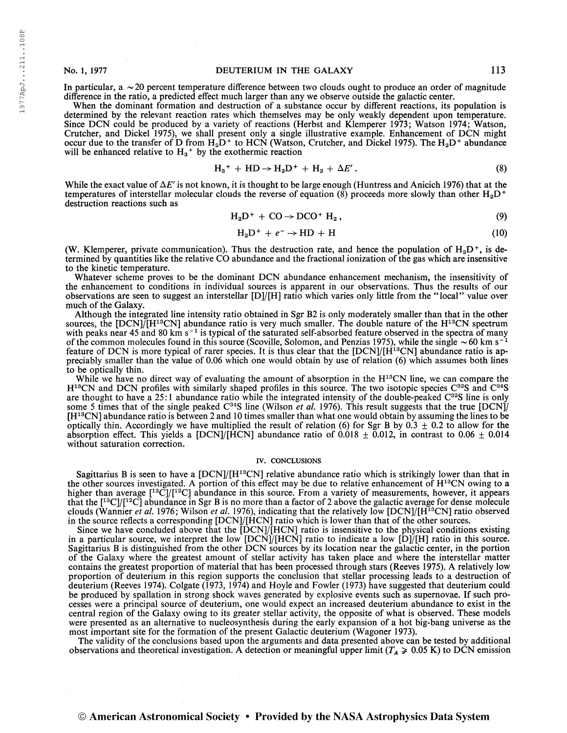In particular, a ~20 percent temperature difference between two clouds ought to produce an order of magnitude difference in the ratio, a predicted effect much larger than any we observe outside the galactic center.

When the dominant formation and destruction of a substance occur by different reactions, its population is determined by the relevant reaction rates which themselves may be only weakly dependent upon temperature. Since DCN could be produced by a variety of reactions (Herbst and Klemperer 1973; Watson 1974; Watson, Crutcher, and Dickel 1975), we shall present only a single illustrative example. Enhancement of DCN might occur due to the transfer of D from $H_2D^+$ to HCN (Watson, Crutcher, and Dickel 1975). The $H_2D^+$ abundance will be enhanced relative to $H_3^+$ by the exothermic reaction

$$H_3^+ + HD \rightarrow H_2D^+ + H_2 + \Delta E' . \tag{8}$$

While the exact value of $\Delta E'$ is not known, it is thought to be large enough (Huntress and Anicich 1976) that at the temperatures of interstellar molecular clouds the reverse of equation (8) proceeds more slowly than other $H_2D^+$ destruction reactions such as

$$H_2D^+ + CO \rightarrow DCO^+ \, H_2 , \tag{9}$$

$$H_2D^+ + e^- \rightarrow HD + H \tag{10}$$

(W. Klemperer, private communication). Thus the destruction rate, and hence the population of $H_2D^+$, is determined by quantities like the relative CO abundance and the fractional ionization of the gas which are insensitive to the kinetic temperature.

Whatever scheme proves to be the dominant DCN abundance enhancement mechanism, the insensitivity of the enhancement to conditions in individual sources is apparent in our observations. Thus the results of our observations are seen to suggest an interstellar [D]/[H] ratio which varies only little from the "local" value over much of the Galaxy.

Although the integrated line intensity ratio obtained in Sgr B2 is only moderately smaller than that in the other sources, the [DCN]/[$H^{13}CN$] abundance ratio is very much smaller. The double nature of the $H^{13}CN$ spectrum with peaks near 45 and 80 km s$^{-1}$ is typical of the saturated self-absorbed feature observed in the spectra of many of the common molecules found in this source (Scoville, Solomon, and Penzias 1975), while the single ~60 km s$^{-1}$ feature of DCN is more typical of rarer species. It is thus clear that the [DCN]/[$H^{13}CN$] abundance ratio is appreciably smaller than the value of 0.06 which one would obtain by use of relation (6) which assumes both lines to be optically thin.

While we have no direct way of evaluating the amount of absorption in the $H^{13}CN$ line, we can compare the $H^{13}CN$ and DCN profiles with similarly shaped profiles in this source. The two isotopic species $C^{32}S$ and $C^{34}S$ are thought to have a 25:1 abundance ratio while the integrated intensity of the double-peaked $C^{32}S$ line is only some 5 times that of the single peaked $C^{34}S$ line (Wilson *et al.* 1976). This result suggests that the true [DCN]/[$H^{13}CN$] abundance ratio is between 2 and 10 times smaller than what one would obtain by assuming the lines to be optically thin. Accordingly we have multiplied the result of relation (6) for Sgr B by $0.3 \pm 0.2$ to allow for the absorption effect. This yields a [DCN]/[HCN] abundance ratio of $0.018 \pm 0.012$, in contrast to $0.06 \pm 0.014$ without saturation correction.

## IV. CONCLUSIONS

Sagittarius B is seen to have a [DCN]/[$H^{13}CN$] relative abundance ratio which is strikingly lower than that in the other sources investigated. A portion of this effect may be due to relative enhancement of $H^{13}CN$ owing to a higher than average [$^{13}C$]/[$^{12}C$] abundance in this source. From a variety of measurements, however, it appears that the [$^{13}C$]/[$^{12}C$] abundance in Sgr B is no more than a factor of 2 above the galactic average for dense molecule clouds (Wannier *et al.* 1976; Wilson *et al.* 1976), indicating that the relatively low [DCN]/[$H^{13}CN$] ratio observed in the source reflects a corresponding [DCN]/[HCN] ratio which is lower than that of the other sources.

Since we have concluded above that the [DCN]/[HCN] ratio is insensitive to the physical conditions existing in a particular source, we interpret the low [DCN]/[HCN] ratio to indicate a low [D]/[H] ratio in this source. Sagittarius B is distinguished from the other DCN sources by its location near the galactic center, in the portion of the Galaxy where the greatest amount of stellar activity has taken place and where the interstellar matter contains the greatest proportion of material that has been processed through stars (Reeves 1975). A relatively low proportion of deuterium in this region supports the conclusion that stellar processing leads to a destruction of deuterium (Reeves 1974). Colgate (1973, 1974) and Hoyle and Fowler (1973) have suggested that deuterium could be produced by spallation in strong shock waves generated by explosive events such as supernovae. If such processes were a principal source of deuterium, one would expect an increased deuterium abundance to exist in the central region of the Galaxy owing to its greater stellar activity, the opposite of what is observed. These models were presented as an alternative to nucleosynthesis during the early expansion of a hot big-bang universe as the most important site for the formation of the present Galactic deuterium (Wagoner 1973).

The validity of the conclusions based upon the arguments and data presented above can be tested by additional observations and theoretical investigation. A detection or meaningful upper limit ($T_A \gtrsim 0.05$ K) to DCN emission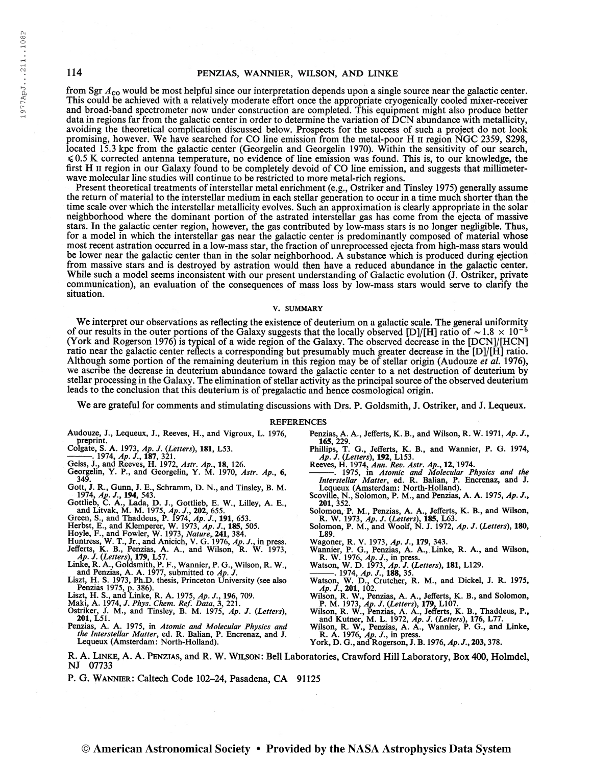from Sgr $A_{CO}$ would be most helpful since our interpretation depends upon a single source near the galactic center. This could be achieved with a relatively moderate effort once the appropriate cryogenically cooled mixer-receiver and broad-band spectrometer now under construction are completed. This equipment might also produce better data in regions far from the galactic center in order to determine the variation of DCN abundance with metallicity, avoiding the theoretical complication discussed below. Prospects for the success of such a project do not look promising, however. We have searched for CO line emission from the metal-poor H II region NGC 2359, S298, located 15.3 kpc from the galactic center (Georgelin and Georgelin 1970). Within the sensitivity of our search, $\leqslant 0.5$ K corrected antenna temperature, no evidence of line emission was found. This is, to our knowledge, the first H II region in our Galaxy found to be completely devoid of CO line emission, and suggests that millimeter-wave molecular line studies will continue to be restricted to more metal-rich regions.

Present theoretical treatments of interstellar metal enrichment (e.g., Ostriker and Tinsley 1975) generally assume the return of material to the interstellar medium in each stellar generation to occur in a time much shorter than the time scale over which the interstellar metallicity evolves. Such an approximation is clearly appropriate in the solar neighborhood where the dominant portion of the astrated interstellar gas has come from the ejecta of massive stars. In the galactic center region, however, the gas contributed by low-mass stars is no longer negligible. Thus, for a model in which the interstellar gas near the galactic center is predominantly composed of material whose most recent astration occurred in a low-mass star, the fraction of unreprocessed ejecta from high-mass stars would be lower near the galactic center than in the solar neighborhood. A substance which is produced during ejection from massive stars and is destroyed by astration would then have a reduced abundance in the galactic center. While such a model seems inconsistent with our present understanding of Galactic evolution (J. Ostriker, private communication), an evaluation of the consequences of mass loss by low-mass stars would serve to clarify the situation.

## V. SUMMARY

We interpret our observations as reflecting the existence of deuterium on a galactic scale. The general uniformity of our results in the outer portions of the Galaxy suggests that the locally observed [D]/[H] ratio of $\sim 1.8 \times 10^{-5}$ (York and Rogerson 1976) is typical of a wide region of the Galaxy. The observed decrease in the [DCN]/[HCN] ratio near the galactic center reflects a corresponding but presumably much greater decrease in the [D]/[H] ratio. Although some portion of the remaining deuterium in this region may be of stellar origin (Audouze *et al.* 1976), we ascribe the decrease in deuterium abundance toward the galactic center to a net destruction of deuterium by stellar processing in the Galaxy. The elimination of stellar activity as the principal source of the observed deuterium leads to the conclusion that this deuterium is of pregalactic and hence cosmological origin.

We are grateful for comments and stimulating discussions with Drs. P. Goldsmith, J. Ostriker, and J. Lequeux.

## REFERENCES

Audouze, J., Lequeux, J., Reeves, H., and Vigroux, L. 1976, preprint.
Colgate, S. A. 1973, *Ap. J. (Letters)*, **181**, L53.
———. 1974, *Ap. J.*, **187**, 321.
Geiss, J., and Reeves, H. 1972, *Astr. Ap.*, **18**, 126.
Georgelin, Y. P., and Georgelin, Y. M. 1970, *Astr. Ap.*, **6**, 349.
Gott, J. R., Gunn, J. E., Schramm, D. N., and Tinsley, B. M. 1974, *Ap. J.*, **194**, 543.
Gottlieb, C. A., Lada, D. J., Gottlieb, E. W., Lilley, A. E., and Litvak, M. M. 1975, *Ap. J.*, **202**, 655.
Green, S., and Thaddeus, P. 1974, *Ap. J.*, **191**, 653.
Herbst, E., and Klemperer, W. 1973, *Ap. J.*, **185**, 505.
Hoyle, F., and Fowler, W. 1973, *Nature*, **241**, 384.
Huntress, W. T., Jr., and Anicich, V. G. 1976, *Ap. J.*, in press.
Jefferts, K. B., Penzias, A. A., and Wilson, R. W. 1973, *Ap. J. (Letters)*, **179**, L57.
Linke, R. A., Goldsmith, P. F., Wannier, P. G., Wilson, R. W., and Penzias, A. A. 1977, submitted to *Ap. J.*
Liszt, H. S. 1973, Ph.D. thesis, Princeton University (see also Penzias 1975, p. 386).
Liszt, H. S., and Linke, R. A. 1975, *Ap. J.*, **196**, 709.
Maki, A. 1974, *J. Phys. Chem. Ref. Data*, **3**, 221.
Ostriker, J. M., and Tinsley, B. M. 1975, *Ap. J. (Letters)*, **201**, L51.
Penzias, A. A. 1975, in *Atomic and Molecular Physics and the Interstellar Matter*, ed. R. Balian, P. Encrenaz, and J. Lequeux (Amsterdam: North-Holland).
Penzias, A. A., Jefferts, K. B., and Wilson, R. W. 1971, *Ap. J.*, **165**, 229.
Phillips, T. G., Jefferts, K. B., and Wannier, P. G. 1974, *Ap. J. (Letters)*, **192**, L153.
Reeves, H. 1974, *Ann. Rev. Astr. Ap.*, **12**, 1974.
———. 1975, in *Atomic and Molecular Physics and the Interstellar Matter*, ed. R. Balian, P. Encrenaz, and J. Lequeux (Amsterdam: North-Holland).
Scoville, N., Solomon, P. M., and Penzias, A. A. 1975, *Ap. J.*, **201**, 352.
Solomon, P. M., Penzias, A. A., Jefferts, K. B., and Wilson, R. W. 1973, *Ap. J. (Letters)*, **185**, L63.
Solomon, P. M., and Woolf, N. J. 1972, *Ap. J. (Letters)*, **180**, L89.
Wagoner, R. V. 1973, *Ap. J.*, **179**, 343.
Wannier, P. G., Penzias, A. A., Linke, R. A., and Wilson, R. W. 1976, *Ap. J.*, in press.
Watson, W. D. 1973, *Ap. J. (Letters)*, **181**, L129.
———. 1974, *Ap. J.*, **188**, 35.
Watson, W. D., Crutcher, R. M., and Dickel, J. R. 1975, *Ap. J.*, **201**, 102.
Wilson, R. W., Penzias, A. A., Jefferts, K. B., and Solomon, P. M. 1973, *Ap. J. (Letters)*, **179**, L107.
Wilson, R. W., Penzias, A. A., Jefferts, K. B., Thaddeus, P., and Kutner, M. L. 1972, *Ap. J. (Letters)*, **176**, L77.
Wilson, R. W., Penzias, A. A., Wannier, P. G., and Linke, R. A. 1976, *Ap. J.*, in press.
York, D. G., and Rogerson, J. B. 1976, *Ap. J.*, **203**, 378.

R. A. Linke, A. A. Penzias, and R. W. Wilson: Bell Laboratories, Crawford Hill Laboratory, Box 400, Holmdel, NJ 07733

P. G. Wannier: Caltech Code 102–24, Pasadena, CA 91125